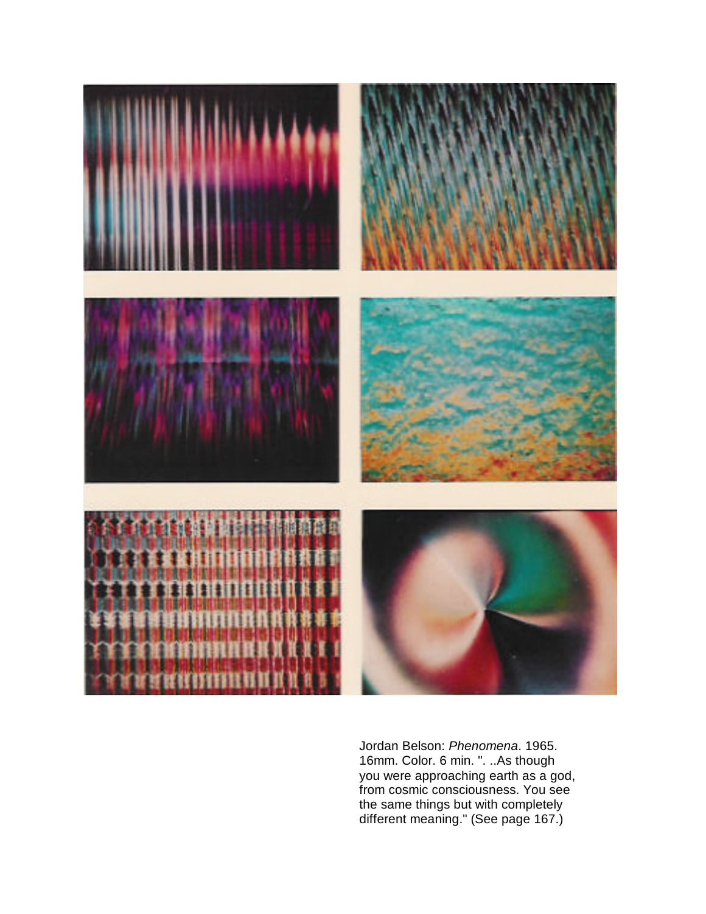Jordan Belson: *Phenomena*. 1965. 16mm. Color. 6 min. ". ..As though you were approaching earth as a god, from cosmic consciousness. You see the same things but with completely different meaning." (See page 167.)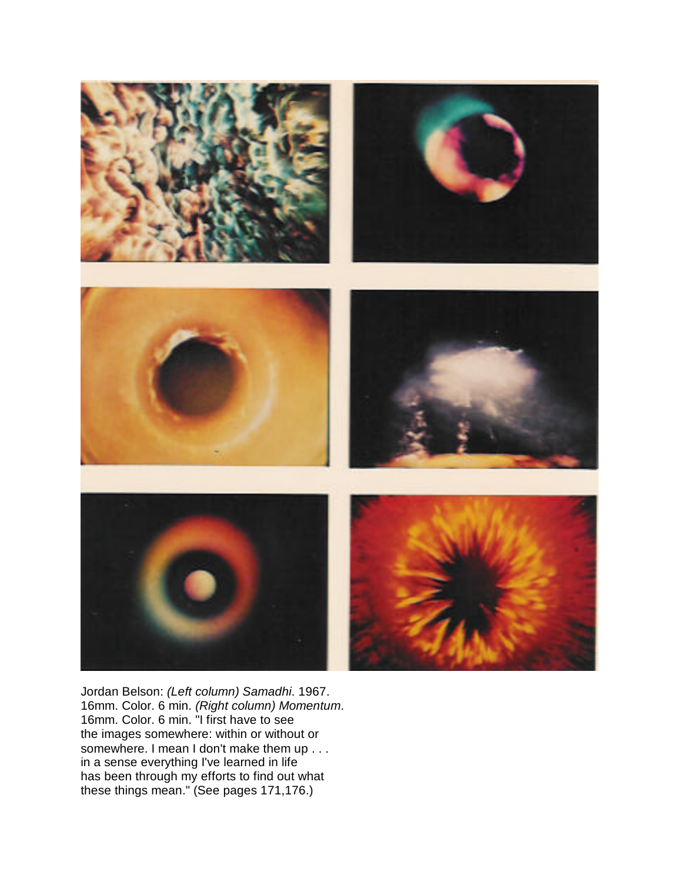Jordan Belson: *(Left column) Samadhi*. 1967. 16mm. Color. 6 min. *(Right column) Momentum*. 16mm. Color. 6 min. "I first have to see the images somewhere: within or without or somewhere. I mean I don't make them up . . . in a sense everything I've learned in life has been through my efforts to find out what these things mean." (See pages 171,176.)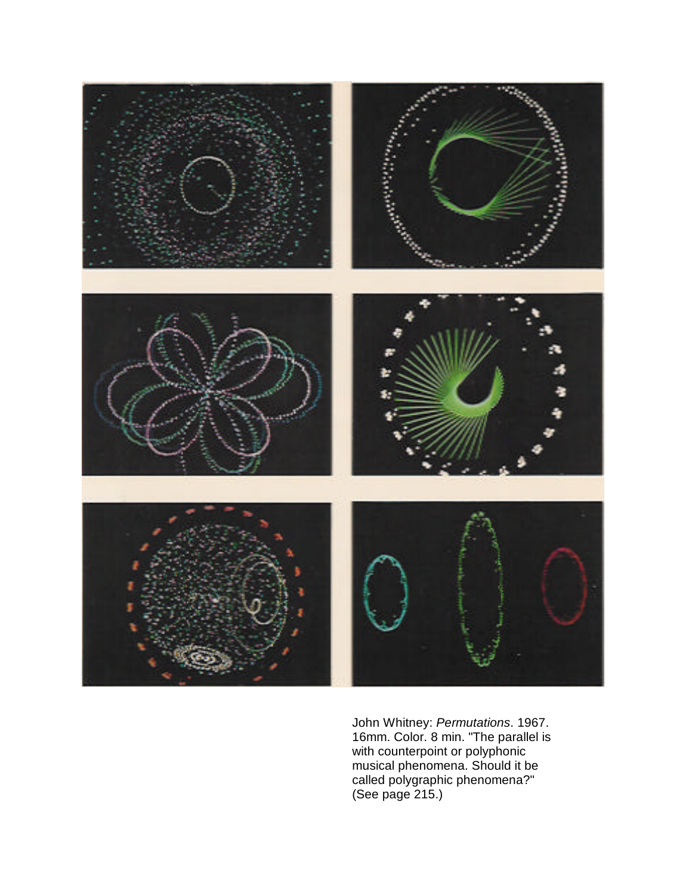John Whitney: *Permutations*. 1967. 16mm. Color. 8 min. "The parallel is with counterpoint or polyphonic musical phenomena. Should it be called polygraphic phenomena?" (See page 215.)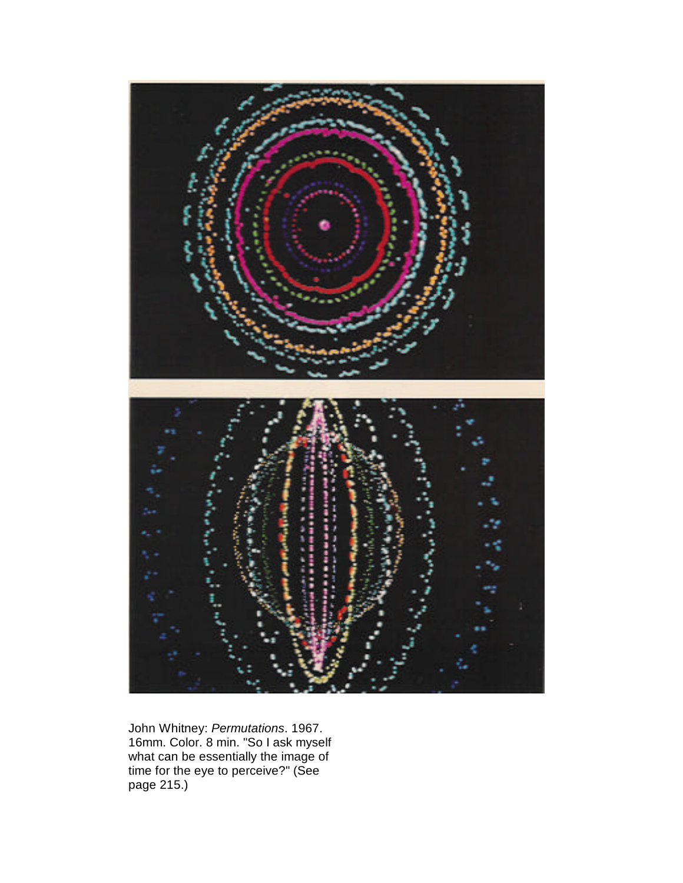John Whitney: *Permutations*. 1967. 16mm. Color. 8 min. "So I ask myself what can be essentially the image of time for the eye to perceive?" (See page 215.)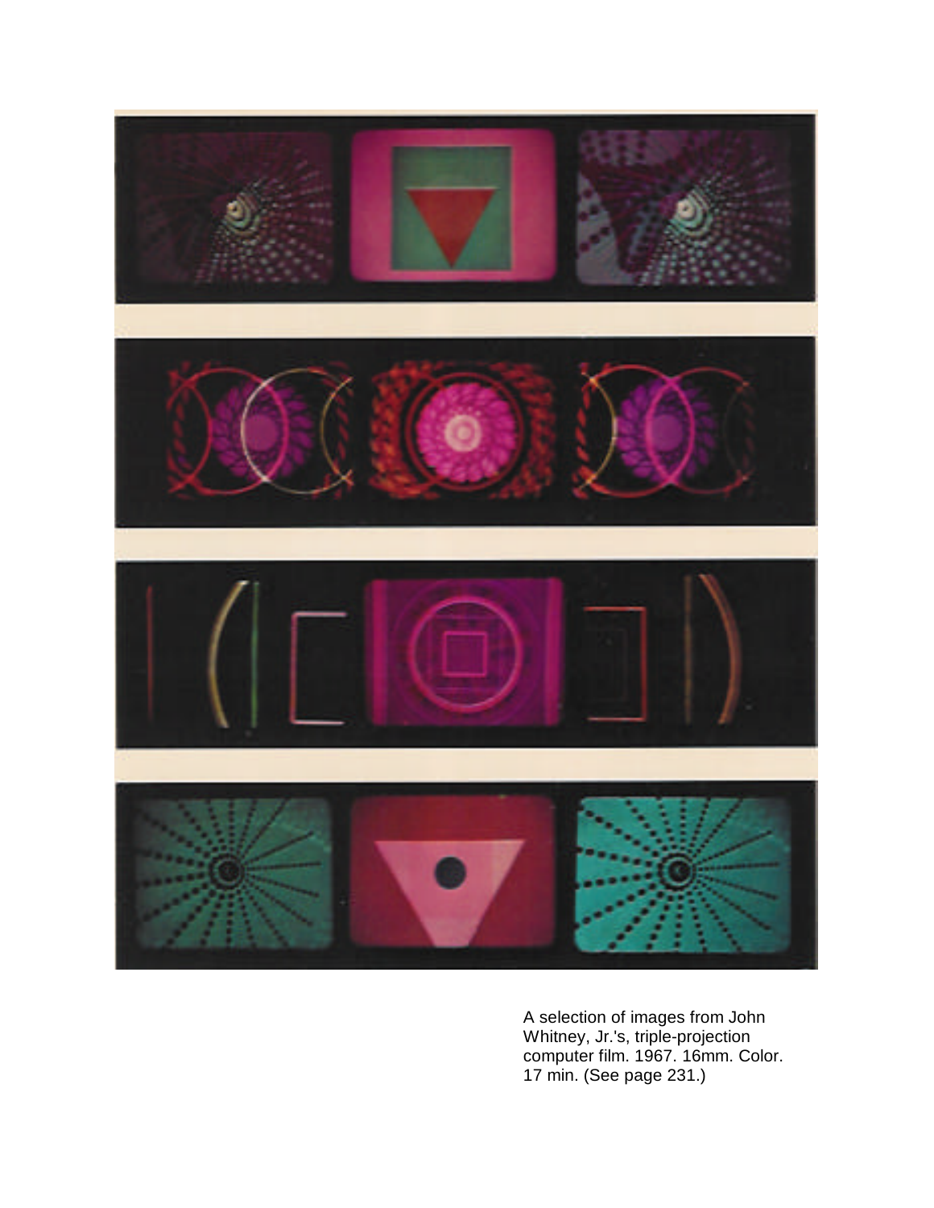A selection of images from John Whitney, Jr.'s, triple-projection computer film. 1967. 16mm. Color. 17 min. (See page 231.)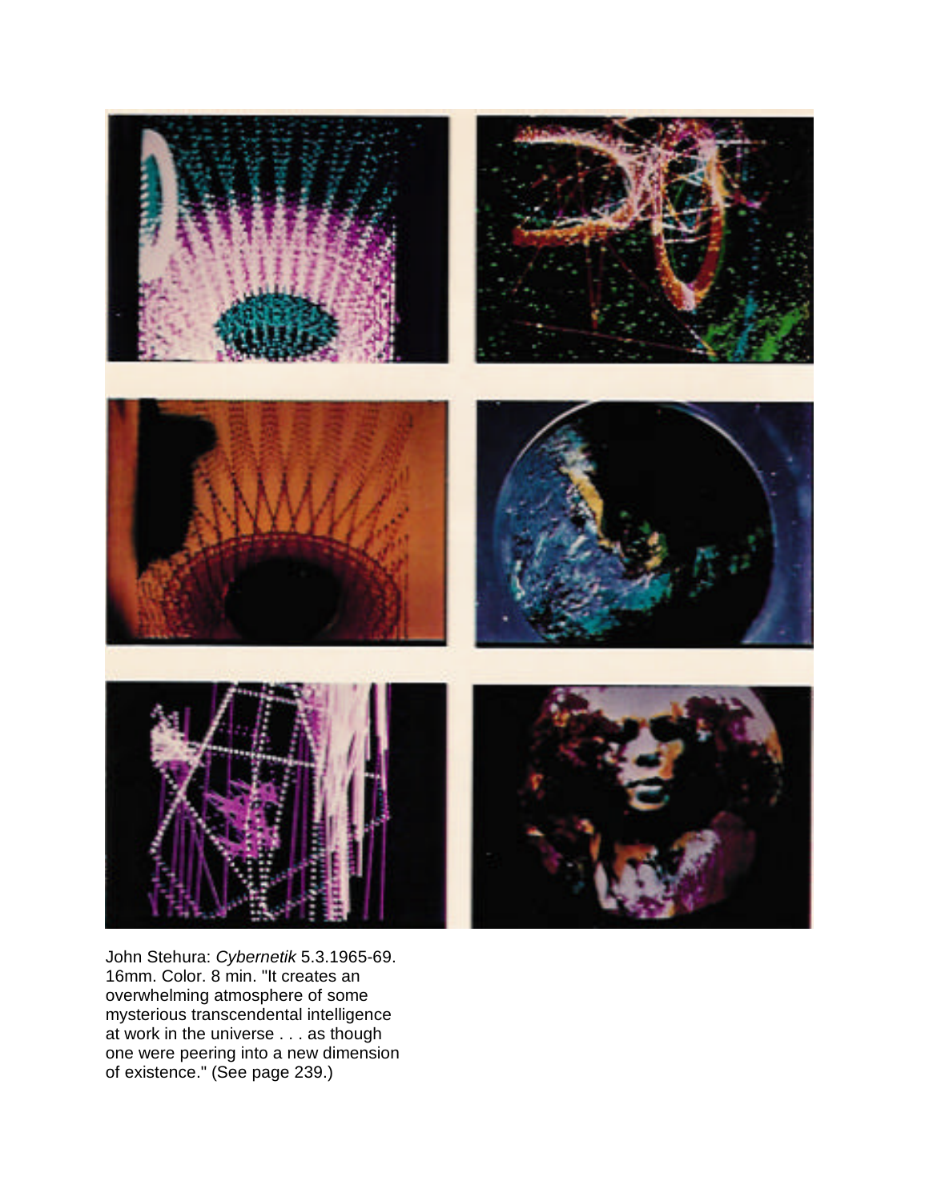John Stehura: *Cybernetik* 5.3.1965-69. 16mm. Color. 8 min. "It creates an overwhelming atmosphere of some mysterious transcendental intelligence at work in the universe . . . as though one were peering into a new dimension of existence." (See page 239.)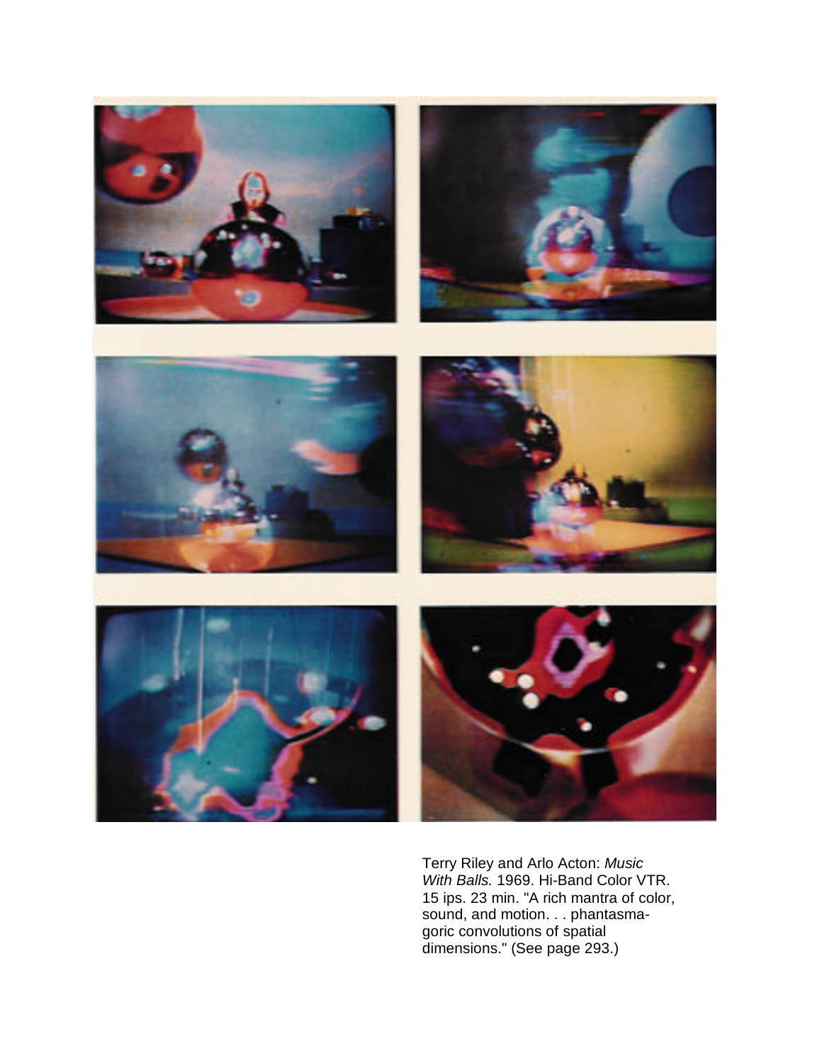Terry Riley and Arlo Acton: *Music With Balls.* 1969. Hi-Band Color VTR. 15 ips. 23 min. "A rich mantra of color, sound, and motion. . . phantasmagoric convolutions of spatial dimensions." (See page 293.)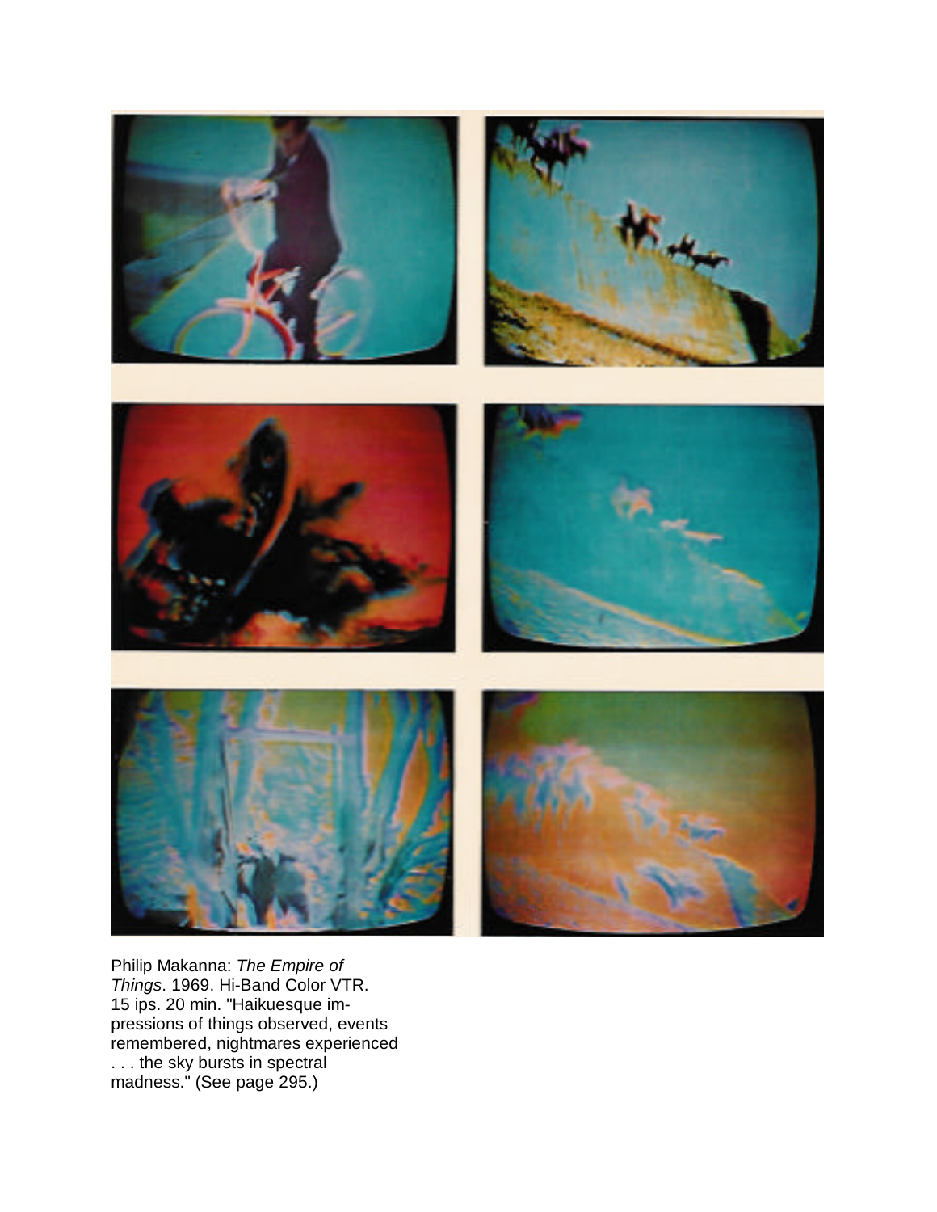Philip Makanna: *The Empire of Things*. 1969. Hi-Band Color VTR. 15 ips. 20 min. "Haikuesque impressions of things observed, events remembered, nightmares experienced . . . the sky bursts in spectral madness." (See page 295.)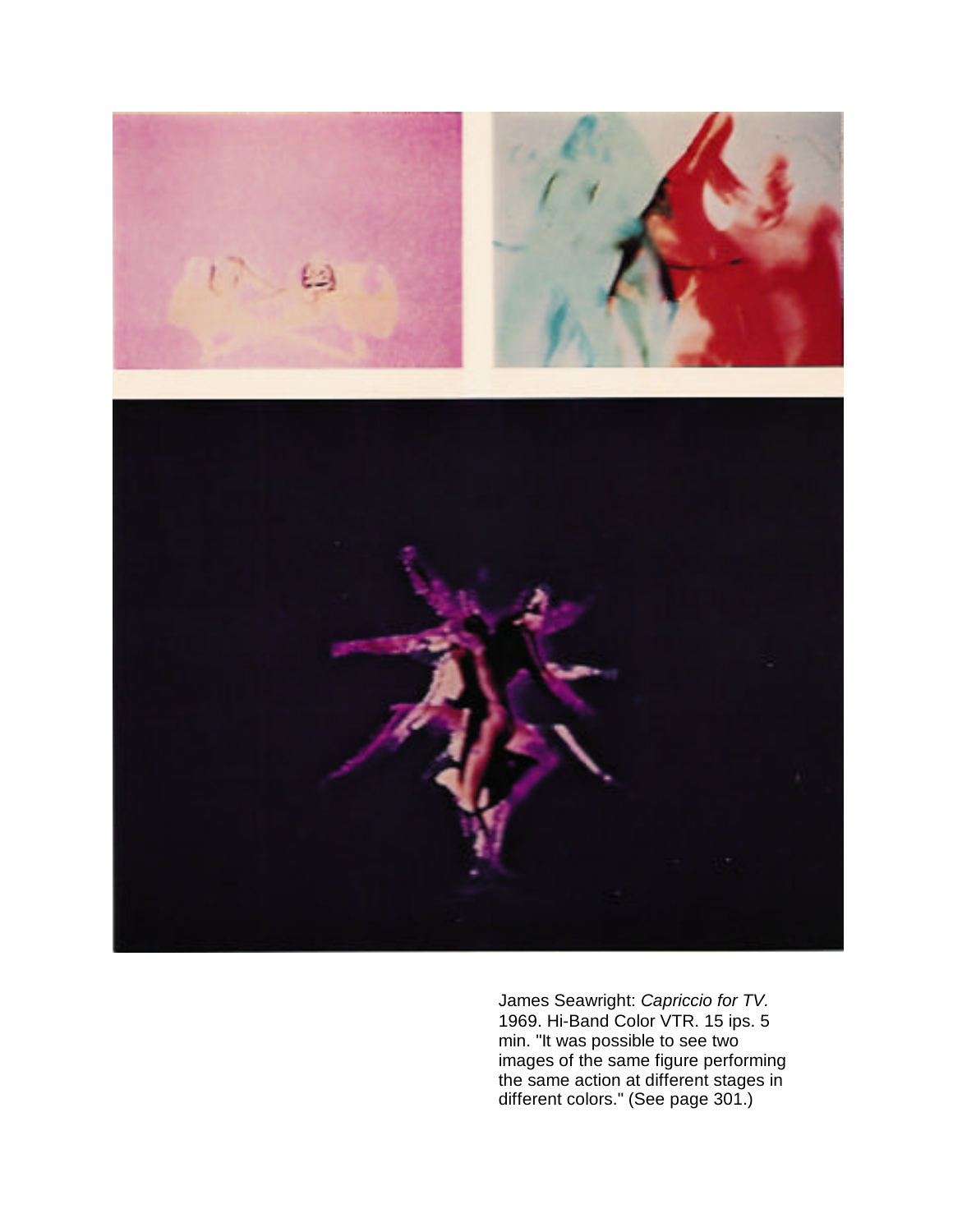James Seawright: *Capriccio for TV.* 1969. Hi-Band Color VTR. 15 ips. 5 min. "It was possible to see two images of the same figure performing the same action at different stages in different colors." (See page 301.)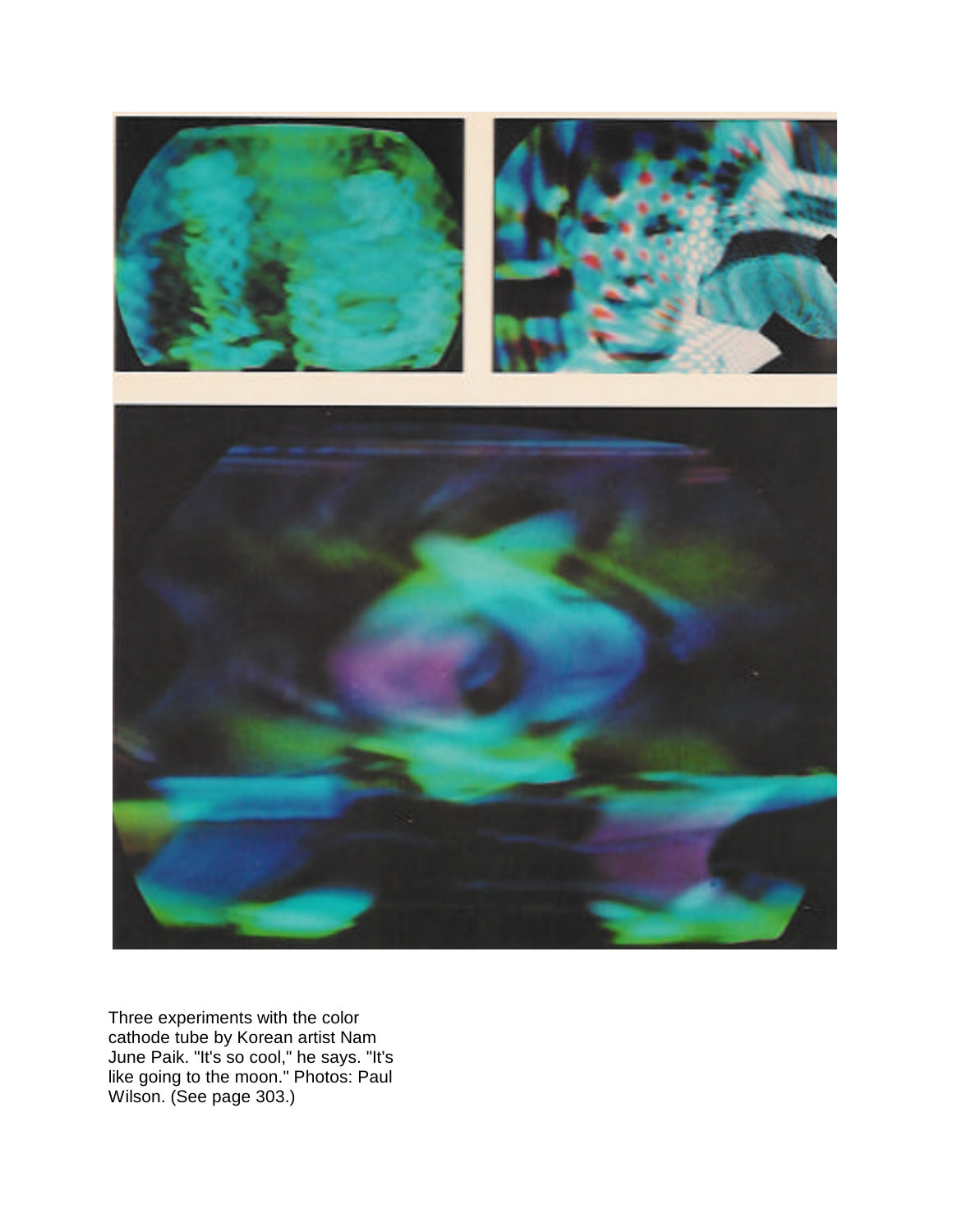Three experiments with the color cathode tube by Korean artist Nam June Paik. "It's so cool," he says. "It's like going to the moon." Photos: Paul Wilson. (See page 303.)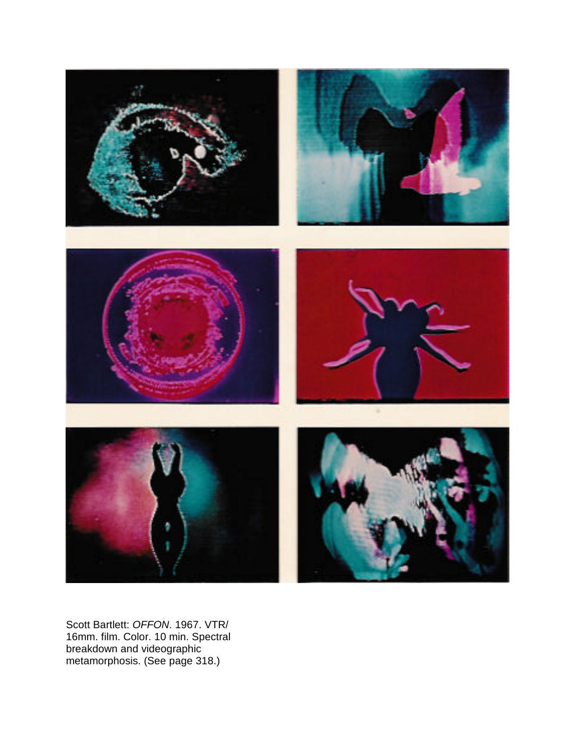Scott Bartlett: *OFFON*. 1967. VTR/ 16mm. film. Color. 10 min. Spectral breakdown and videographic metamorphosis. (See page 318.)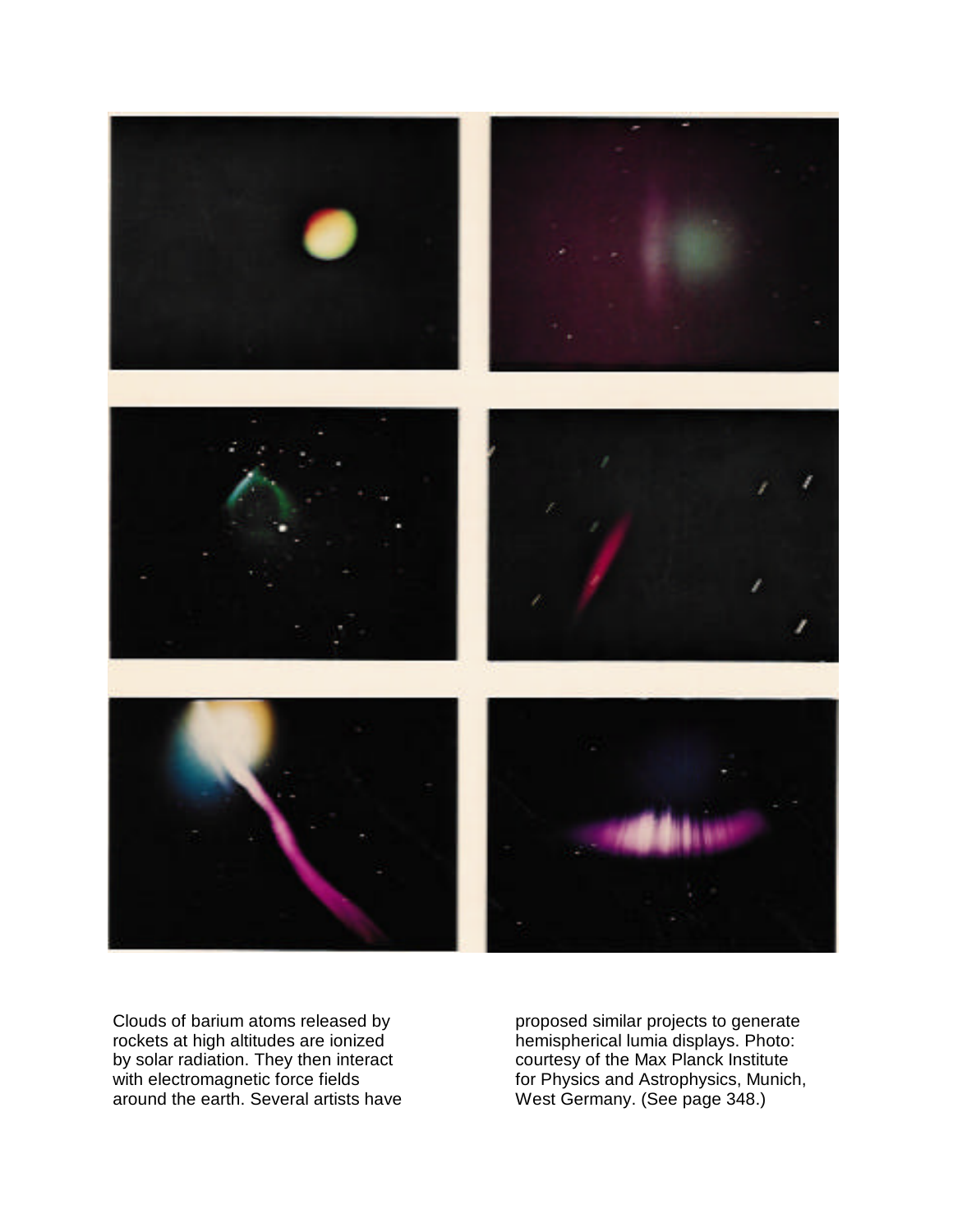Clouds of barium atoms released by rockets at high altitudes are ionized by solar radiation. They then interact with electromagnetic force fields around the earth. Several artists have proposed similar projects to generate hemispherical lumia displays. Photo: courtesy of the Max Planck Institute for Physics and Astrophysics, Munich, West Germany. (See page 348.)